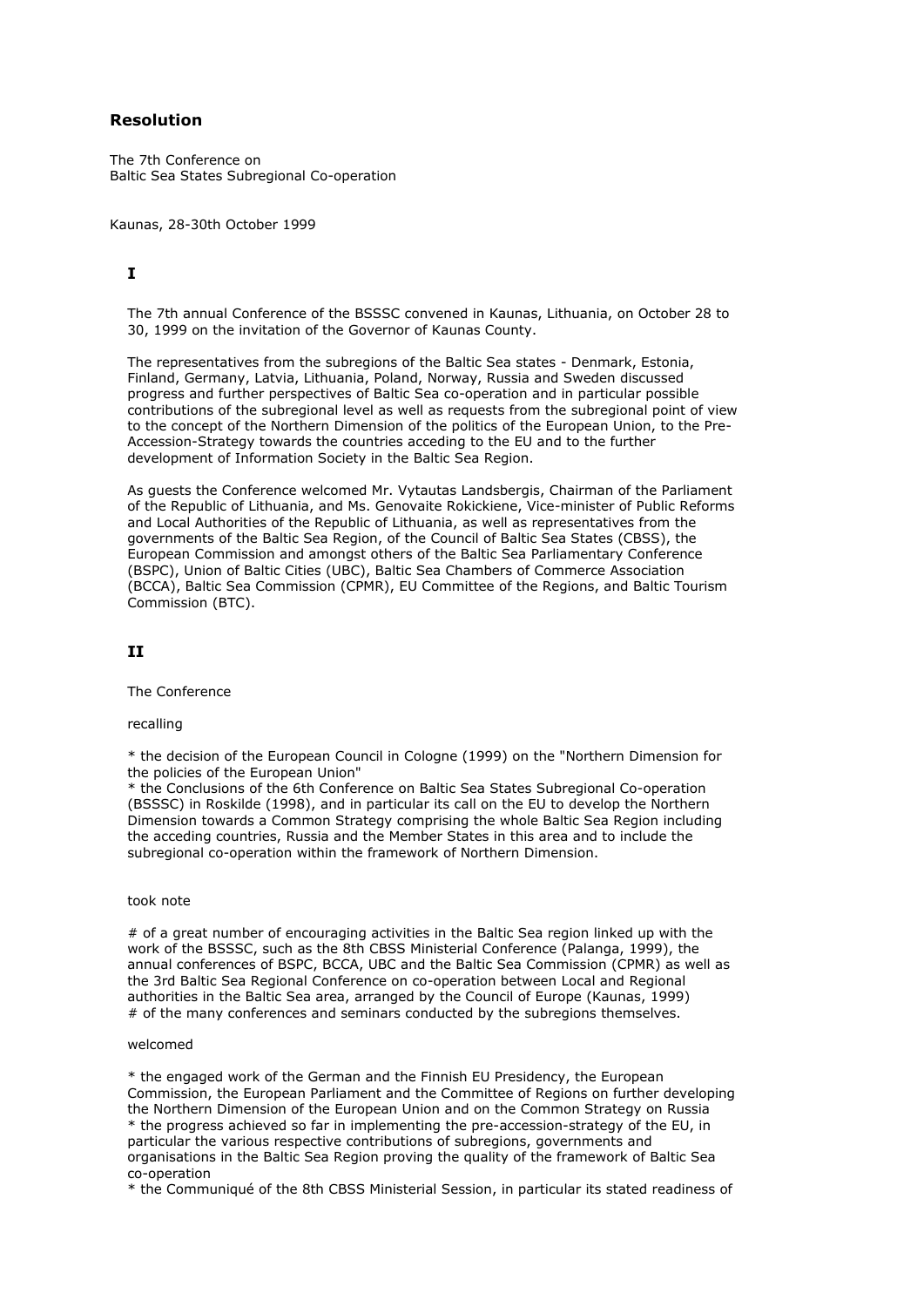# Resolution

The 7th Conference on
Baltic Sea States Subregional Co-operation

Kaunas, 28-30th October 1999

## I

The 7th annual Conference of the BSSSC convened in Kaunas, Lithuania, on October 28 to 30, 1999 on the invitation of the Governor of Kaunas County.

The representatives from the subregions of the Baltic Sea states - Denmark, Estonia, Finland, Germany, Latvia, Lithuania, Poland, Norway, Russia and Sweden discussed progress and further perspectives of Baltic Sea co-operation and in particular possible contributions of the subregional level as well as requests from the subregional point of view to the concept of the Northern Dimension of the politics of the European Union, to the Pre-Accession-Strategy towards the countries acceding to the EU and to the further development of Information Society in the Baltic Sea Region.

As guests the Conference welcomed Mr. Vytautas Landsbergis, Chairman of the Parliament of the Republic of Lithuania, and Ms. Genovaite Rokickiene, Vice-minister of Public Reforms and Local Authorities of the Republic of Lithuania, as well as representatives from the governments of the Baltic Sea Region, of the Council of Baltic Sea States (CBSS), the European Commission and amongst others of the Baltic Sea Parliamentary Conference (BSPC), Union of Baltic Cities (UBC), Baltic Sea Chambers of Commerce Association (BCCA), Baltic Sea Commission (CPMR), EU Committee of the Regions, and Baltic Tourism Commission (BTC).

## II

The Conference

recalling

* the decision of the European Council in Cologne (1999) on the "Northern Dimension for the policies of the European Union"
* the Conclusions of the 6th Conference on Baltic Sea States Subregional Co-operation (BSSSC) in Roskilde (1998), and in particular its call on the EU to develop the Northern Dimension towards a Common Strategy comprising the whole Baltic Sea Region including the acceding countries, Russia and the Member States in this area and to include the subregional co-operation within the framework of Northern Dimension.

took note

# of a great number of encouraging activities in the Baltic Sea region linked up with the work of the BSSSC, such as the 8th CBSS Ministerial Conference (Palanga, 1999), the annual conferences of BSPC, BCCA, UBC and the Baltic Sea Commission (CPMR) as well as the 3rd Baltic Sea Regional Conference on co-operation between Local and Regional authorities in the Baltic Sea area, arranged by the Council of Europe (Kaunas, 1999)
# of the many conferences and seminars conducted by the subregions themselves.

welcomed

* the engaged work of the German and the Finnish EU Presidency, the European Commission, the European Parliament and the Committee of Regions on further developing the Northern Dimension of the European Union and on the Common Strategy on Russia
* the progress achieved so far in implementing the pre-accession-strategy of the EU, in particular the various respective contributions of subregions, governments and organisations in the Baltic Sea Region proving the quality of the framework of Baltic Sea co-operation
* the Communiqué of the 8th CBSS Ministerial Session, in particular its stated readiness of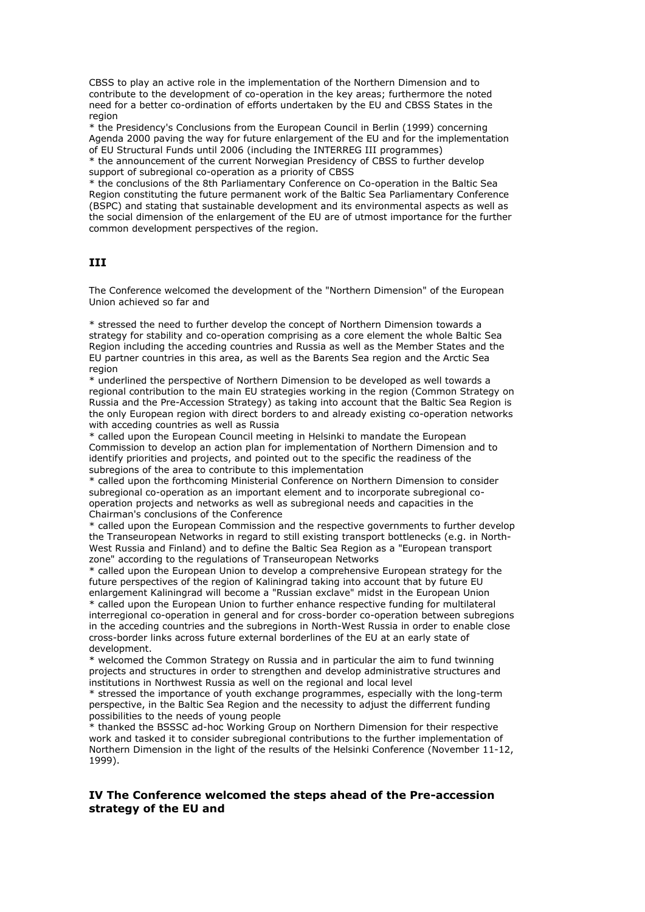CBSS to play an active role in the implementation of the Northern Dimension and to contribute to the development of co-operation in the key areas; furthermore the noted need for a better co-ordination of efforts undertaken by the EU and CBSS States in the region

* the Presidency's Conclusions from the European Council in Berlin (1999) concerning Agenda 2000 paving the way for future enlargement of the EU and for the implementation of EU Structural Funds until 2006 (including the INTERREG III programmes)
* the announcement of the current Norwegian Presidency of CBSS to further develop support of subregional co-operation as a priority of CBSS
* the conclusions of the 8th Parliamentary Conference on Co-operation in the Baltic Sea Region constituting the future permanent work of the Baltic Sea Parliamentary Conference (BSPC) and stating that sustainable development and its environmental aspects as well as the social dimension of the enlargement of the EU are of utmost importance for the further common development perspectives of the region.

## III

The Conference welcomed the development of the "Northern Dimension" of the European Union achieved so far and

* stressed the need to further develop the concept of Northern Dimension towards a strategy for stability and co-operation comprising as a core element the whole Baltic Sea Region including the acceding countries and Russia as well as the Member States and the EU partner countries in this area, as well as the Barents Sea region and the Arctic Sea region
* underlined the perspective of Northern Dimension to be developed as well towards a regional contribution to the main EU strategies working in the region (Common Strategy on Russia and the Pre-Accession Strategy) as taking into account that the Baltic Sea Region is the only European region with direct borders to and already existing co-operation networks with acceding countries as well as Russia
* called upon the European Council meeting in Helsinki to mandate the European Commission to develop an action plan for implementation of Northern Dimension and to identify priorities and projects, and pointed out to the specific the readiness of the subregions of the area to contribute to this implementation
* called upon the forthcoming Ministerial Conference on Northern Dimension to consider subregional co-operation as an important element and to incorporate subregional co-operation projects and networks as well as subregional needs and capacities in the Chairman's conclusions of the Conference
* called upon the European Commission and the respective governments to further develop the Transeuropean Networks in regard to still existing transport bottlenecks (e.g. in North-West Russia and Finland) and to define the Baltic Sea Region as a "European transport zone" according to the regulations of Transeuropean Networks
* called upon the European Union to develop a comprehensive European strategy for the future perspectives of the region of Kaliningrad taking into account that by future EU enlargement Kaliningrad will become a "Russian exclave" midst in the European Union
* called upon the European Union to further enhance respective funding for multilateral interregional co-operation in general and for cross-border co-operation between subregions in the acceding countries and the subregions in North-West Russia in order to enable close cross-border links across future external borderlines of the EU at an early state of development.
* welcomed the Common Strategy on Russia and in particular the aim to fund twinning projects and structures in order to strengthen and develop administrative structures and institutions in Northwest Russia as well on the regional and local level
* stressed the importance of youth exchange programmes, especially with the long-term perspective, in the Baltic Sea Region and the necessity to adjust the differrent funding possibilities to the needs of young people
* thanked the BSSSC ad-hoc Working Group on Northern Dimension for their respective work and tasked it to consider subregional contributions to the further implementation of Northern Dimension in the light of the results of the Helsinki Conference (November 11-12, 1999).

## IV The Conference welcomed the steps ahead of the Pre-accession strategy of the EU and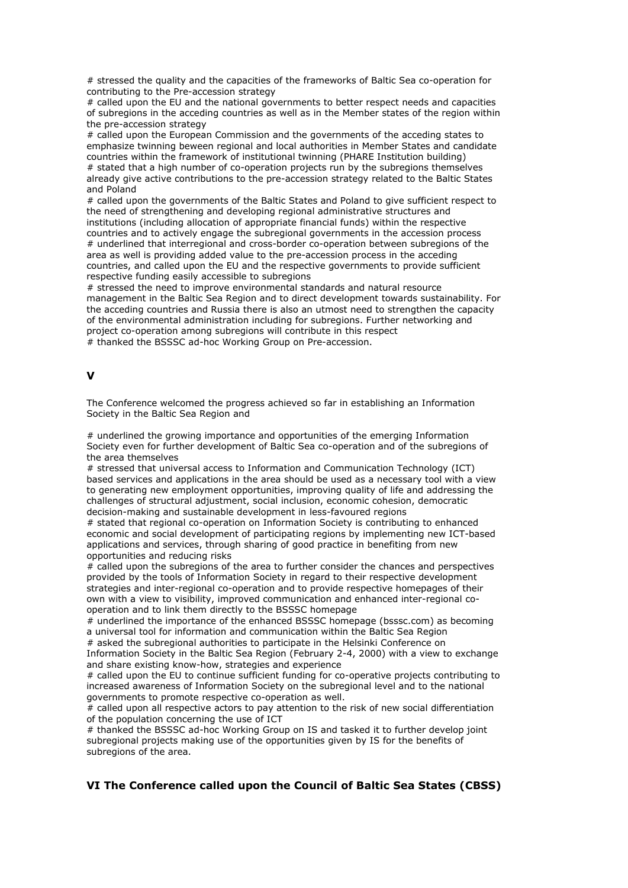# stressed the quality and the capacities of the frameworks of Baltic Sea co-operation for contributing to the Pre-accession strategy
# called upon the EU and the national governments to better respect needs and capacities of subregions in the acceding countries as well as in the Member states of the region within the pre-accession strategy
# called upon the European Commission and the governments of the acceding states to emphasize twinning beween regional and local authorities in Member States and candidate countries within the framework of institutional twinning (PHARE Institution building)
# stated that a high number of co-operation projects run by the subregions themselves already give active contributions to the pre-accession strategy related to the Baltic States and Poland
# called upon the governments of the Baltic States and Poland to give sufficient respect to the need of strengthening and developing regional administrative structures and institutions (including allocation of appropriate financial funds) within the respective countries and to actively engage the subregional governments in the accession process
# underlined that interregional and cross-border co-operation between subregions of the area as well is providing added value to the pre-accession process in the acceding countries, and called upon the EU and the respective governments to provide sufficient respective funding easily accessible to subregions
# stressed the need to improve environmental standards and natural resource management in the Baltic Sea Region and to direct development towards sustainability. For the acceding countries and Russia there is also an utmost need to strengthen the capacity of the environmental administration including for subregions. Further networking and project co-operation among subregions will contribute in this respect
# thanked the BSSSC ad-hoc Working Group on Pre-accession.

## V

The Conference welcomed the progress achieved so far in establishing an Information Society in the Baltic Sea Region and

# underlined the growing importance and opportunities of the emerging Information Society even for further development of Baltic Sea co-operation and of the subregions of the area themselves
# stressed that universal access to Information and Communication Technology (ICT) based services and applications in the area should be used as a necessary tool with a view to generating new employment opportunities, improving quality of life and addressing the challenges of structural adjustment, social inclusion, economic cohesion, democratic decision-making and sustainable development in less-favoured regions
# stated that regional co-operation on Information Society is contributing to enhanced economic and social development of participating regions by implementing new ICT-based applications and services, through sharing of good practice in benefiting from new opportunities and reducing risks
# called upon the subregions of the area to further consider the chances and perspectives provided by the tools of Information Society in regard to their respective development strategies and inter-regional co-operation and to provide respective homepages of their own with a view to visibility, improved communication and enhanced inter-regional co-operation and to link them directly to the BSSSC homepage
# underlined the importance of the enhanced BSSSC homepage (bsssc.com) as becoming a universal tool for information and communication within the Baltic Sea Region
# asked the subregional authorities to participate in the Helsinki Conference on Information Society in the Baltic Sea Region (February 2-4, 2000) with a view to exchange and share existing know-how, strategies and experience
# called upon the EU to continue sufficient funding for co-operative projects contributing to increased awareness of Information Society on the subregional level and to the national governments to promote respective co-operation as well.
# called upon all respective actors to pay attention to the risk of new social differentiation of the population concerning the use of ICT
# thanked the BSSSC ad-hoc Working Group on IS and tasked it to further develop joint subregional projects making use of the opportunities given by IS for the benefits of subregions of the area.

## VI The Conference called upon the Council of Baltic Sea States (CBSS)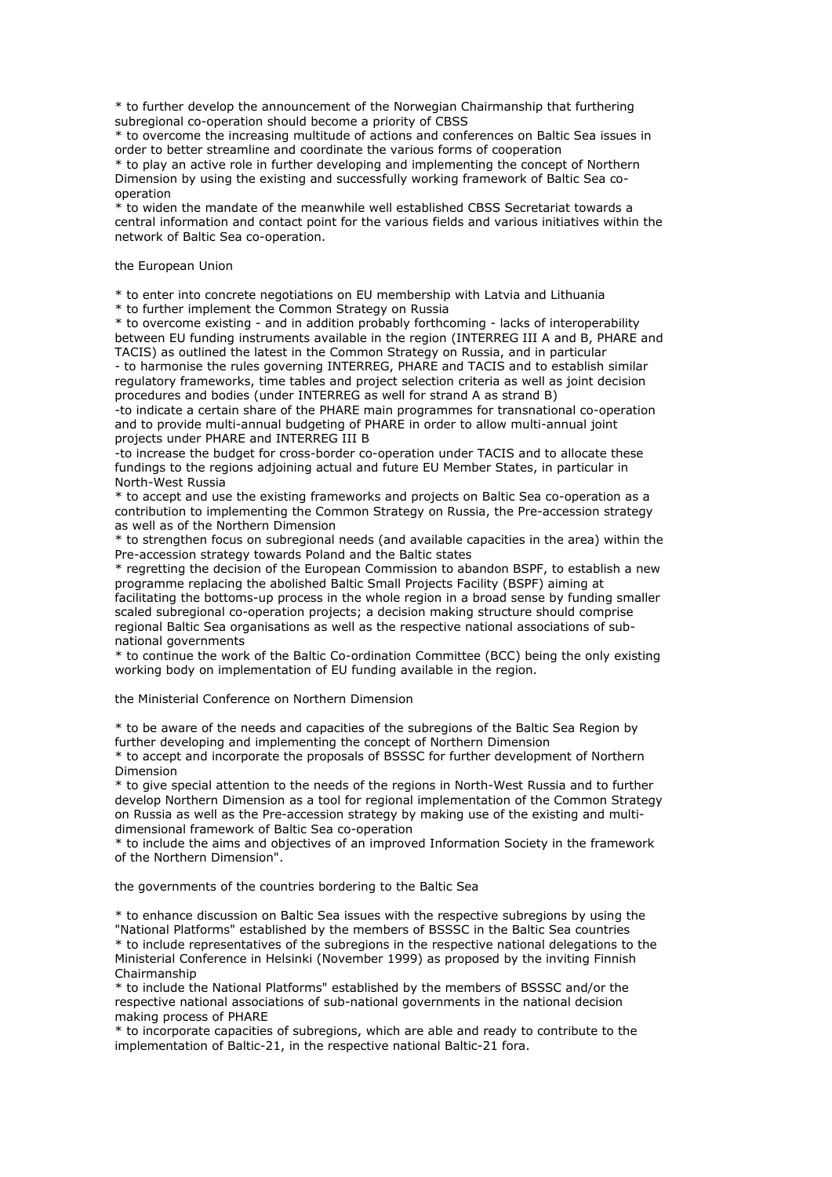* to further develop the announcement of the Norwegian Chairmanship that furthering subregional co-operation should become a priority of CBSS
* to overcome the increasing multitude of actions and conferences on Baltic Sea issues in order to better streamline and coordinate the various forms of cooperation
* to play an active role in further developing and implementing the concept of Northern Dimension by using the existing and successfully working framework of Baltic Sea co-operation
* to widen the mandate of the meanwhile well established CBSS Secretariat towards a central information and contact point for the various fields and various initiatives within the network of Baltic Sea co-operation.

the European Union

* to enter into concrete negotiations on EU membership with Latvia and Lithuania
* to further implement the Common Strategy on Russia
* to overcome existing - and in addition probably forthcoming - lacks of interoperability between EU funding instruments available in the region (INTERREG III A and B, PHARE and TACIS) as outlined the latest in the Common Strategy on Russia, and in particular
- to harmonise the rules governing INTERREG, PHARE and TACIS and to establish similar regulatory frameworks, time tables and project selection criteria as well as joint decision procedures and bodies (under INTERREG as well for strand A as strand B)
-to indicate a certain share of the PHARE main programmes for transnational co-operation and to provide multi-annual budgeting of PHARE in order to allow multi-annual joint projects under PHARE and INTERREG III B
-to increase the budget for cross-border co-operation under TACIS and to allocate these fundings to the regions adjoining actual and future EU Member States, in particular in North-West Russia
* to accept and use the existing frameworks and projects on Baltic Sea co-operation as a contribution to implementing the Common Strategy on Russia, the Pre-accession strategy as well as of the Northern Dimension
* to strengthen focus on subregional needs (and available capacities in the area) within the Pre-accession strategy towards Poland and the Baltic states
* regretting the decision of the European Commission to abandon BSPF, to establish a new programme replacing the abolished Baltic Small Projects Facility (BSPF) aiming at facilitating the bottoms-up process in the whole region in a broad sense by funding smaller scaled subregional co-operation projects; a decision making structure should comprise regional Baltic Sea organisations as well as the respective national associations of sub-national governments
* to continue the work of the Baltic Co-ordination Committee (BCC) being the only existing working body on implementation of EU funding available in the region.

the Ministerial Conference on Northern Dimension

* to be aware of the needs and capacities of the subregions of the Baltic Sea Region by further developing and implementing the concept of Northern Dimension
* to accept and incorporate the proposals of BSSSC for further development of Northern Dimension
* to give special attention to the needs of the regions in North-West Russia and to further develop Northern Dimension as a tool for regional implementation of the Common Strategy on Russia as well as the Pre-accession strategy by making use of the existing and multi-dimensional framework of Baltic Sea co-operation
* to include the aims and objectives of an improved Information Society in the framework of the Northern Dimension".

the governments of the countries bordering to the Baltic Sea

* to enhance discussion on Baltic Sea issues with the respective subregions by using the "National Platforms" established by the members of BSSSC in the Baltic Sea countries
* to include representatives of the subregions in the respective national delegations to the Ministerial Conference in Helsinki (November 1999) as proposed by the inviting Finnish Chairmanship
* to include the National Platforms" established by the members of BSSSC and/or the respective national associations of sub-national governments in the national decision making process of PHARE
* to incorporate capacities of subregions, which are able and ready to contribute to the implementation of Baltic-21, in the respective national Baltic-21 fora.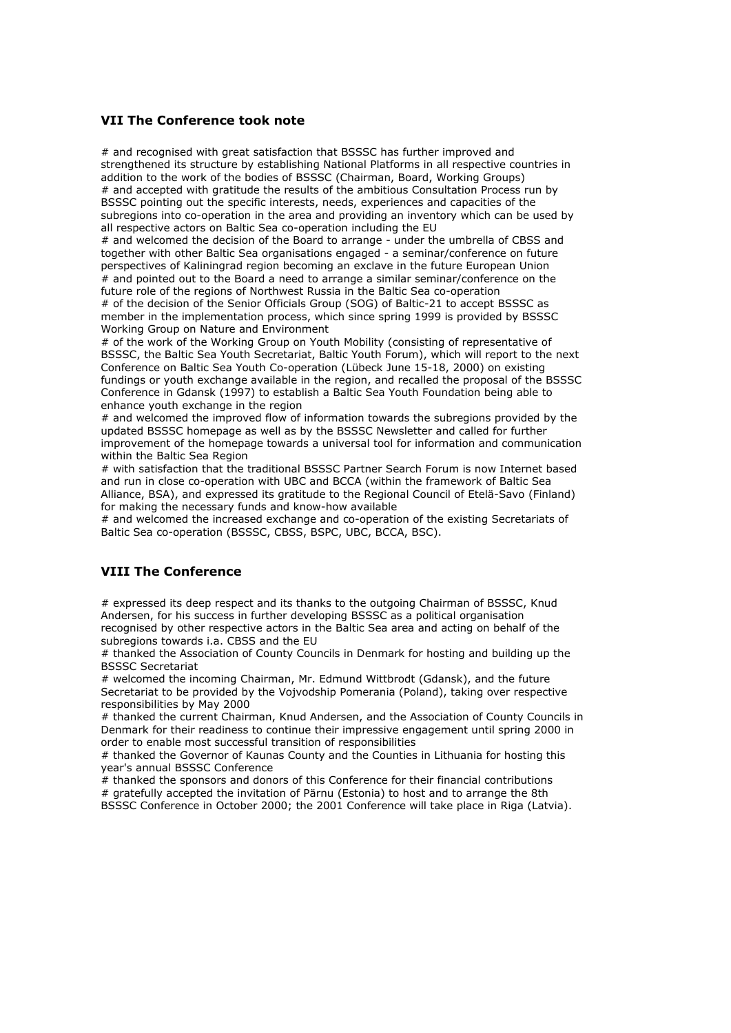## VII The Conference took note

# and recognised with great satisfaction that BSSSC has further improved and strengthened its structure by establishing National Platforms in all respective countries in addition to the work of the bodies of BSSSC (Chairman, Board, Working Groups)
# and accepted with gratitude the results of the ambitious Consultation Process run by BSSSC pointing out the specific interests, needs, experiences and capacities of the subregions into co-operation in the area and providing an inventory which can be used by all respective actors on Baltic Sea co-operation including the EU
# and welcomed the decision of the Board to arrange - under the umbrella of CBSS and together with other Baltic Sea organisations engaged - a seminar/conference on future perspectives of Kaliningrad region becoming an exclave in the future European Union
# and pointed out to the Board a need to arrange a similar seminar/conference on the future role of the regions of Northwest Russia in the Baltic Sea co-operation
# of the decision of the Senior Officials Group (SOG) of Baltic-21 to accept BSSSC as member in the implementation process, which since spring 1999 is provided by BSSSC Working Group on Nature and Environment
# of the work of the Working Group on Youth Mobility (consisting of representative of BSSSC, the Baltic Sea Youth Secretariat, Baltic Youth Forum), which will report to the next Conference on Baltic Sea Youth Co-operation (Lübeck June 15-18, 2000) on existing fundings or youth exchange available in the region, and recalled the proposal of the BSSSC Conference in Gdansk (1997) to establish a Baltic Sea Youth Foundation being able to enhance youth exchange in the region
# and welcomed the improved flow of information towards the subregions provided by the updated BSSSC homepage as well as by the BSSSC Newsletter and called for further improvement of the homepage towards a universal tool for information and communication within the Baltic Sea Region
# with satisfaction that the traditional BSSSC Partner Search Forum is now Internet based and run in close co-operation with UBC and BCCA (within the framework of Baltic Sea Alliance, BSA), and expressed its gratitude to the Regional Council of Etelä-Savo (Finland) for making the necessary funds and know-how available
# and welcomed the increased exchange and co-operation of the existing Secretariats of Baltic Sea co-operation (BSSSC, CBSS, BSPC, UBC, BCCA, BSC).

## VIII The Conference

# expressed its deep respect and its thanks to the outgoing Chairman of BSSSC, Knud Andersen, for his success in further developing BSSSC as a political organisation recognised by other respective actors in the Baltic Sea area and acting on behalf of the subregions towards i.a. CBSS and the EU
# thanked the Association of County Councils in Denmark for hosting and building up the BSSSC Secretariat
# welcomed the incoming Chairman, Mr. Edmund Wittbrodt (Gdansk), and the future Secretariat to be provided by the Vojvodship Pomerania (Poland), taking over respective responsibilities by May 2000
# thanked the current Chairman, Knud Andersen, and the Association of County Councils in Denmark for their readiness to continue their impressive engagement until spring 2000 in order to enable most successful transition of responsibilities
# thanked the Governor of Kaunas County and the Counties in Lithuania for hosting this year's annual BSSSC Conference
# thanked the sponsors and donors of this Conference for their financial contributions
# gratefully accepted the invitation of Pärnu (Estonia) to host and to arrange the 8th BSSSC Conference in October 2000; the 2001 Conference will take place in Riga (Latvia).